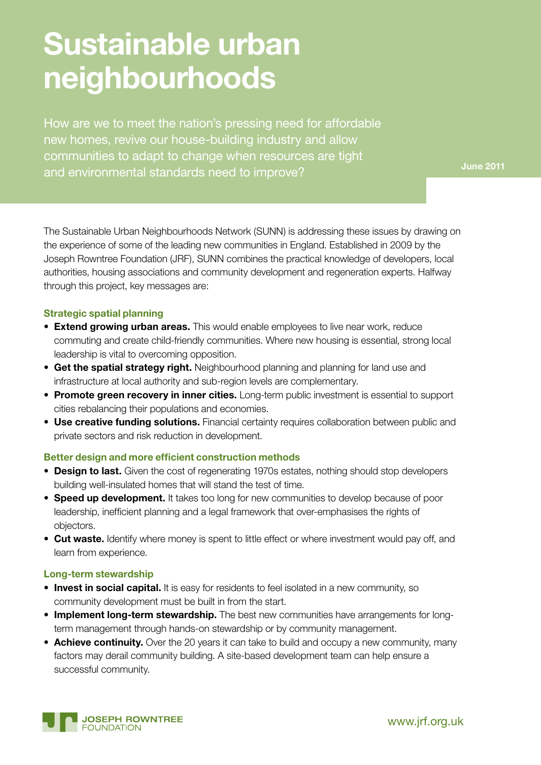# Sustainable urban neighbourhoods

How are we to meet the nation's pressing need for affordable new homes, revive our house-building industry and allow communities to adapt to change when resources are tight and environmental standards need to improve?

June 2011

The Sustainable Urban Neighbourhoods Network (SUNN) is addressing these issues by drawing on the experience of some of the leading new communities in England. Established in 2009 by the Joseph Rowntree Foundation (JRF), SUNN combines the practical knowledge of developers, local authorities, housing associations and community development and regeneration experts. Halfway through this project, key messages are:

### Strategic spatial planning

- **Extend growing urban areas.** This would enable employees to live near work, reduce commuting and create child-friendly communities. Where new housing is essential, strong local leadership is vital to overcoming opposition.
- **Get the spatial strategy right.** Neighbourhood planning and planning for land use and infrastructure at local authority and sub-region levels are complementary.
- **Promote green recovery in inner cities.** Long-term public investment is essential to support cities rebalancing their populations and economies.
- **Use creative funding solutions.** Financial certainty requires collaboration between public and private sectors and risk reduction in development.

### Better design and more efficient construction methods

- **Design to last.** Given the cost of regenerating 1970s estates, nothing should stop developers building well-insulated homes that will stand the test of time.
- **Speed up development.** It takes too long for new communities to develop because of poor leadership, inefficient planning and a legal framework that over-emphasises the rights of objectors.
- **Cut waste.** Identify where money is spent to little effect or where investment would pay off, and learn from experience.

### Long-term stewardship

- **Invest in social capital.** It is easy for residents to feel isolated in a new community, so community development must be built in from the start.
- **Implement long-term stewardship.** The best new communities have arrangements for long-term management through hands-on stewardship or by community management.
- **Achieve continuity.** Over the 20 years it can take to build and occupy a new community, many factors may derail community building. A site-based development team can help ensure a successful community.

JOSEPH ROWNTREE FOUNDATION

www.jrf.org.uk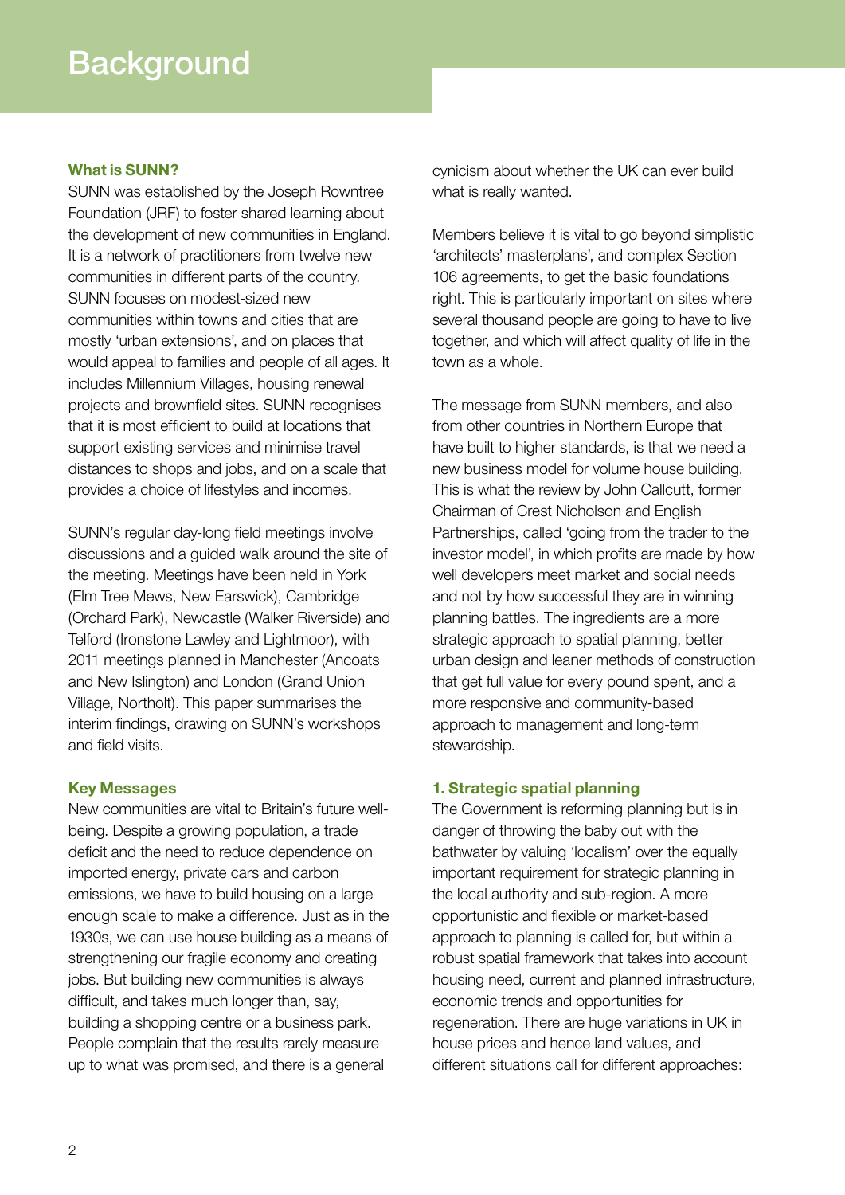# Background

### What is SUNN?

SUNN was established by the Joseph Rowntree Foundation (JRF) to foster shared learning about the development of new communities in England. It is a network of practitioners from twelve new communities in different parts of the country. SUNN focuses on modest-sized new communities within towns and cities that are mostly 'urban extensions', and on places that would appeal to families and people of all ages. It includes Millennium Villages, housing renewal projects and brownfield sites. SUNN recognises that it is most efficient to build at locations that support existing services and minimise travel distances to shops and jobs, and on a scale that provides a choice of lifestyles and incomes.

SUNN's regular day-long field meetings involve discussions and a guided walk around the site of the meeting. Meetings have been held in York (Elm Tree Mews, New Earswick), Cambridge (Orchard Park), Newcastle (Walker Riverside) and Telford (Ironstone Lawley and Lightmoor), with 2011 meetings planned in Manchester (Ancoats and New Islington) and London (Grand Union Village, Northolt). This paper summarises the interim findings, drawing on SUNN's workshops and field visits.

### Key Messages

New communities are vital to Britain's future well-being. Despite a growing population, a trade deficit and the need to reduce dependence on imported energy, private cars and carbon emissions, we have to build housing on a large enough scale to make a difference. Just as in the 1930s, we can use house building as a means of strengthening our fragile economy and creating jobs. But building new communities is always difficult, and takes much longer than, say, building a shopping centre or a business park. People complain that the results rarely measure up to what was promised, and there is a general cynicism about whether the UK can ever build what is really wanted.

Members believe it is vital to go beyond simplistic 'architects' masterplans', and complex Section 106 agreements, to get the basic foundations right. This is particularly important on sites where several thousand people are going to have to live together, and which will affect quality of life in the town as a whole.

The message from SUNN members, and also from other countries in Northern Europe that have built to higher standards, is that we need a new business model for volume house building. This is what the review by John Callcutt, former Chairman of Crest Nicholson and English Partnerships, called 'going from the trader to the investor model', in which profits are made by how well developers meet market and social needs and not by how successful they are in winning planning battles. The ingredients are a more strategic approach to spatial planning, better urban design and leaner methods of construction that get full value for every pound spent, and a more responsive and community-based approach to management and long-term stewardship.

### 1. Strategic spatial planning

The Government is reforming planning but is in danger of throwing the baby out with the bathwater by valuing 'localism' over the equally important requirement for strategic planning in the local authority and sub-region. A more opportunistic and flexible or market-based approach to planning is called for, but within a robust spatial framework that takes into account housing need, current and planned infrastructure, economic trends and opportunities for regeneration. There are huge variations in UK in house prices and hence land values, and different situations call for different approaches: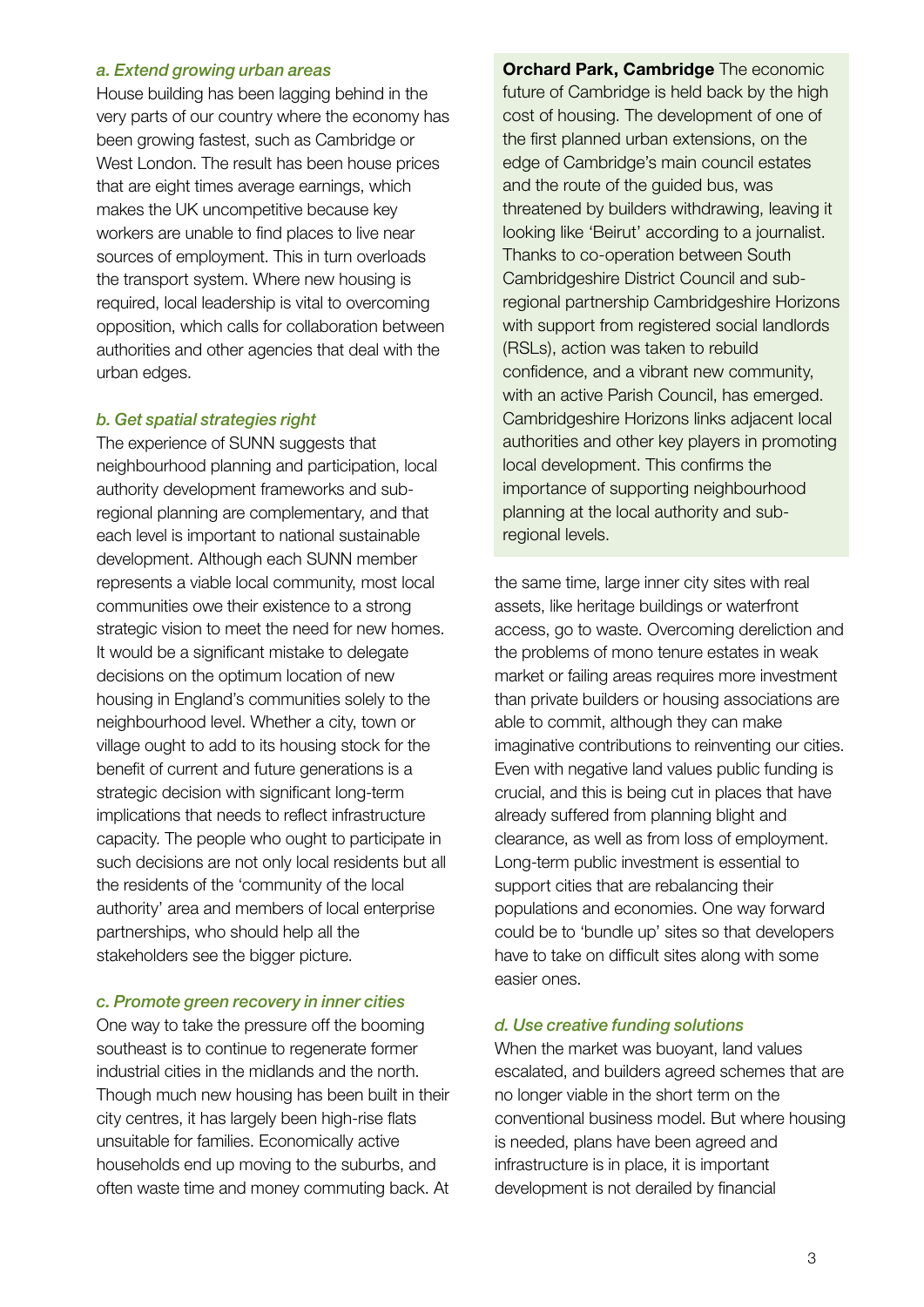### *a. Extend growing urban areas*

House building has been lagging behind in the very parts of our country where the economy has been growing fastest, such as Cambridge or West London. The result has been house prices that are eight times average earnings, which makes the UK uncompetitive because key workers are unable to find places to live near sources of employment. This in turn overloads the transport system. Where new housing is required, local leadership is vital to overcoming opposition, which calls for collaboration between authorities and other agencies that deal with the urban edges.

### *b. Get spatial strategies right*

The experience of SUNN suggests that neighbourhood planning and participation, local authority development frameworks and sub-regional planning are complementary, and that each level is important to national sustainable development. Although each SUNN member represents a viable local community, most local communities owe their existence to a strong strategic vision to meet the need for new homes. It would be a significant mistake to delegate decisions on the optimum location of new housing in England's communities solely to the neighbourhood level. Whether a city, town or village ought to add to its housing stock for the benefit of current and future generations is a strategic decision with significant long-term implications that needs to reflect infrastructure capacity. The people who ought to participate in such decisions are not only local residents but all the residents of the 'community of the local authority' area and members of local enterprise partnerships, who should help all the stakeholders see the bigger picture.

### *c. Promote green recovery in inner cities*

One way to take the pressure off the booming southeast is to continue to regenerate former industrial cities in the midlands and the north. Though much new housing has been built in their city centres, it has largely been high-rise flats unsuitable for families. Economically active households end up moving to the suburbs, and often waste time and money commuting back. At the same time, large inner city sites with real assets, like heritage buildings or waterfront access, go to waste. Overcoming dereliction and the problems of mono tenure estates in weak market or failing areas requires more investment than private builders or housing associations are able to commit, although they can make imaginative contributions to reinventing our cities. Even with negative land values public funding is crucial, and this is being cut in places that have already suffered from planning blight and clearance, as well as from loss of employment. Long-term public investment is essential to support cities that are rebalancing their populations and economies. One way forward could be to 'bundle up' sites so that developers have to take on difficult sites along with some easier ones.

> **Orchard Park, Cambridge** The economic future of Cambridge is held back by the high cost of housing. The development of one of the first planned urban extensions, on the edge of Cambridge's main council estates and the route of the guided bus, was threatened by builders withdrawing, leaving it looking like 'Beirut' according to a journalist. Thanks to co-operation between South Cambridgeshire District Council and sub-regional partnership Cambridgeshire Horizons with support from registered social landlords (RSLs), action was taken to rebuild confidence, and a vibrant new community, with an active Parish Council, has emerged. Cambridgeshire Horizons links adjacent local authorities and other key players in promoting local development. This confirms the importance of supporting neighbourhood planning at the local authority and sub-regional levels.

### *d. Use creative funding solutions*

When the market was buoyant, land values escalated, and builders agreed schemes that are no longer viable in the short term on the conventional business model. But where housing is needed, plans have been agreed and infrastructure is in place, it is important development is not derailed by financial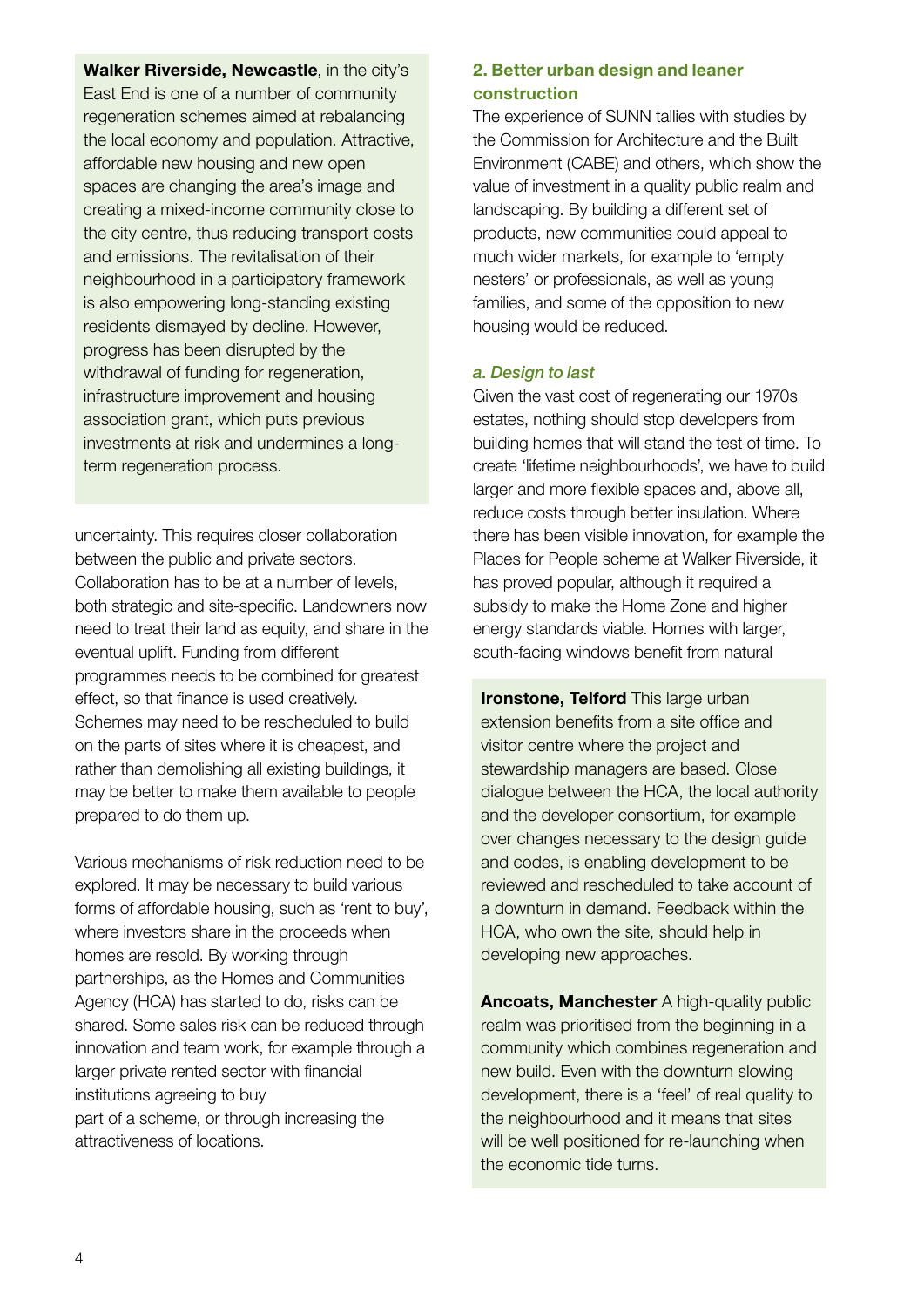**Walker Riverside, Newcastle**, in the city's East End is one of a number of community regeneration schemes aimed at rebalancing the local economy and population. Attractive, affordable new housing and new open spaces are changing the area's image and creating a mixed-income community close to the city centre, thus reducing transport costs and emissions. The revitalisation of their neighbourhood in a participatory framework is also empowering long-standing existing residents dismayed by decline. However, progress has been disrupted by the withdrawal of funding for regeneration, infrastructure improvement and housing association grant, which puts previous investments at risk and undermines a long-term regeneration process.

uncertainty. This requires closer collaboration between the public and private sectors. Collaboration has to be at a number of levels, both strategic and site-specific. Landowners now need to treat their land as equity, and share in the eventual uplift. Funding from different programmes needs to be combined for greatest effect, so that finance is used creatively. Schemes may need to be rescheduled to build on the parts of sites where it is cheapest, and rather than demolishing all existing buildings, it may be better to make them available to people prepared to do them up.

Various mechanisms of risk reduction need to be explored. It may be necessary to build various forms of affordable housing, such as 'rent to buy', where investors share in the proceeds when homes are resold. By working through partnerships, as the Homes and Communities Agency (HCA) has started to do, risks can be shared. Some sales risk can be reduced through innovation and team work, for example through a larger private rented sector with financial institutions agreeing to buy part of a scheme, or through increasing the attractiveness of locations.

## 2. Better urban design and leaner construction

The experience of SUNN tallies with studies by the Commission for Architecture and the Built Environment (CABE) and others, which show the value of investment in a quality public realm and landscaping. By building a different set of products, new communities could appeal to much wider markets, for example to 'empty nesters' or professionals, as well as young families, and some of the opposition to new housing would be reduced.

### *a. Design to last*

Given the vast cost of regenerating our 1970s estates, nothing should stop developers from building homes that will stand the test of time. To create 'lifetime neighbourhoods', we have to build larger and more flexible spaces and, above all, reduce costs through better insulation. Where there has been visible innovation, for example the Places for People scheme at Walker Riverside, it has proved popular, although it required a subsidy to make the Home Zone and higher energy standards viable. Homes with larger, south-facing windows benefit from natural

**Ironstone, Telford** This large urban extension benefits from a site office and visitor centre where the project and stewardship managers are based. Close dialogue between the HCA, the local authority and the developer consortium, for example over changes necessary to the design guide and codes, is enabling development to be reviewed and rescheduled to take account of a downturn in demand. Feedback within the HCA, who own the site, should help in developing new approaches.

**Ancoats, Manchester** A high-quality public realm was prioritised from the beginning in a community which combines regeneration and new build. Even with the downturn slowing development, there is a 'feel' of real quality to the neighbourhood and it means that sites will be well positioned for re-launching when the economic tide turns.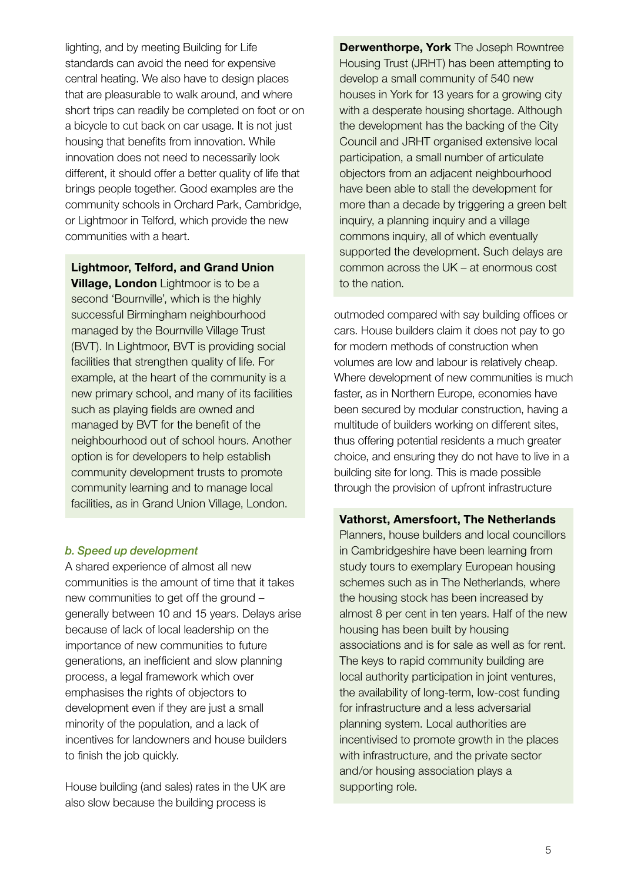lighting, and by meeting Building for Life standards can avoid the need for expensive central heating. We also have to design places that are pleasurable to walk around, and where short trips can readily be completed on foot or on a bicycle to cut back on car usage. It is not just housing that benefits from innovation. While innovation does not need to necessarily look different, it should offer a better quality of life that brings people together. Good examples are the community schools in Orchard Park, Cambridge, or Lightmoor in Telford, which provide the new communities with a heart.

**Lightmoor, Telford, and Grand Union Village, London** Lightmoor is to be a second 'Bournville', which is the highly successful Birmingham neighbourhood managed by the Bournville Village Trust (BVT). In Lightmoor, BVT is providing social facilities that strengthen quality of life. For example, at the heart of the community is a new primary school, and many of its facilities such as playing fields are owned and managed by BVT for the benefit of the neighbourhood out of school hours. Another option is for developers to help establish community development trusts to promote community learning and to manage local facilities, as in Grand Union Village, London.

*b. Speed up development*

A shared experience of almost all new communities is the amount of time that it takes new communities to get off the ground – generally between 10 and 15 years. Delays arise because of lack of local leadership on the importance of new communities to future generations, an inefficient and slow planning process, a legal framework which over emphasises the rights of objectors to development even if they are just a small minority of the population, and a lack of incentives for landowners and house builders to finish the job quickly.

House building (and sales) rates in the UK are also slow because the building process is outmoded compared with say building offices or cars. House builders claim it does not pay to go for modern methods of construction when volumes are low and labour is relatively cheap. Where development of new communities is much faster, as in Northern Europe, economies have been secured by modular construction, having a multitude of builders working on different sites, thus offering potential residents a much greater choice, and ensuring they do not have to live in a building site for long. This is made possible through the provision of upfront infrastructure

**Derwenthorpe, York** The Joseph Rowntree Housing Trust (JRHT) has been attempting to develop a small community of 540 new houses in York for 13 years for a growing city with a desperate housing shortage. Although the development has the backing of the City Council and JRHT organised extensive local participation, a small number of articulate objectors from an adjacent neighbourhood have been able to stall the development for more than a decade by triggering a green belt inquiry, a planning inquiry and a village commons inquiry, all of which eventually supported the development. Such delays are common across the UK – at enormous cost to the nation.

**Vathorst, Amersfoort, The Netherlands**
Planners, house builders and local councillors in Cambridgeshire have been learning from study tours to exemplary European housing schemes such as in The Netherlands, where the housing stock has been increased by almost 8 per cent in ten years. Half of the new housing has been built by housing associations and is for sale as well as for rent. The keys to rapid community building are local authority participation in joint ventures, the availability of long-term, low-cost funding for infrastructure and a less adversarial planning system. Local authorities are incentivised to promote growth in the places with infrastructure, and the private sector and/or housing association plays a supporting role.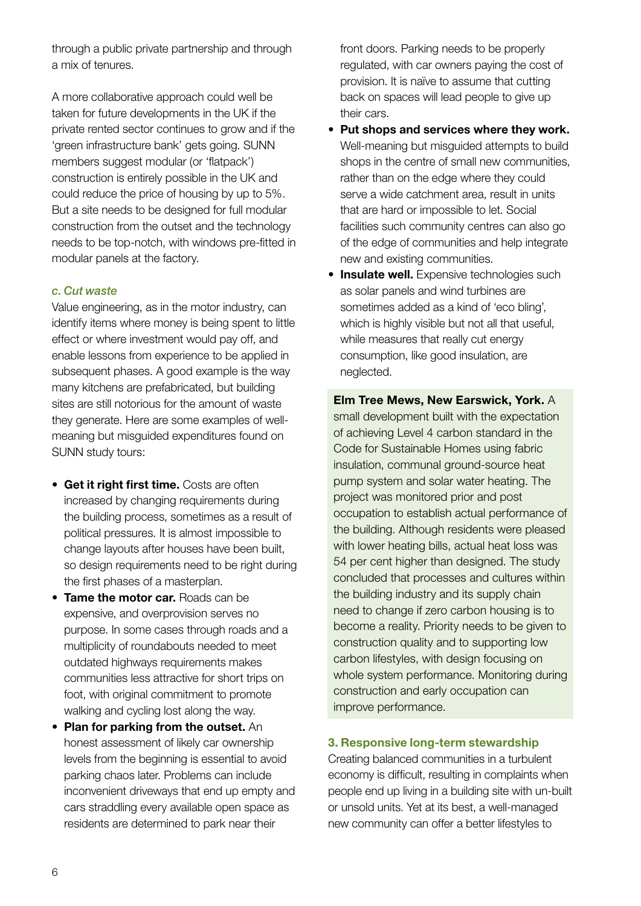through a public private partnership and through a mix of tenures.

A more collaborative approach could well be taken for future developments in the UK if the private rented sector continues to grow and if the 'green infrastructure bank' gets going. SUNN members suggest modular (or 'flatpack') construction is entirely possible in the UK and could reduce the price of housing by up to 5%. But a site needs to be designed for full modular construction from the outset and the technology needs to be top-notch, with windows pre-fitted in modular panels at the factory.

### *c. Cut waste*

Value engineering, as in the motor industry, can identify items where money is being spent to little effect or where investment would pay off, and enable lessons from experience to be applied in subsequent phases. A good example is the way many kitchens are prefabricated, but building sites are still notorious for the amount of waste they generate. Here are some examples of well-meaning but misguided expenditures found on SUNN study tours:

- **Get it right first time.** Costs are often increased by changing requirements during the building process, sometimes as a result of political pressures. It is almost impossible to change layouts after houses have been built, so design requirements need to be right during the first phases of a masterplan.
- **Tame the motor car.** Roads can be expensive, and overprovision serves no purpose. In some cases through roads and a multiplicity of roundabouts needed to meet outdated highways requirements makes communities less attractive for short trips on foot, with original commitment to promote walking and cycling lost along the way.
- **Plan for parking from the outset.** An honest assessment of likely car ownership levels from the beginning is essential to avoid parking chaos later. Problems can include inconvenient driveways that end up empty and cars straddling every available open space as residents are determined to park near their front doors. Parking needs to be properly regulated, with car owners paying the cost of provision. It is naïve to assume that cutting back on spaces will lead people to give up their cars.
- **Put shops and services where they work.** Well-meaning but misguided attempts to build shops in the centre of small new communities, rather than on the edge where they could serve a wide catchment area, result in units that are hard or impossible to let. Social facilities such community centres can also go of the edge of communities and help integrate new and existing communities.
- **Insulate well.** Expensive technologies such as solar panels and wind turbines are sometimes added as a kind of 'eco bling', which is highly visible but not all that useful, while measures that really cut energy consumption, like good insulation, are neglected.

**Elm Tree Mews, New Earswick, York.** A small development built with the expectation of achieving Level 4 carbon standard in the Code for Sustainable Homes using fabric insulation, communal ground-source heat pump system and solar water heating. The project was monitored prior and post occupation to establish actual performance of the building. Although residents were pleased with lower heating bills, actual heat loss was 54 per cent higher than designed. The study concluded that processes and cultures within the building industry and its supply chain need to change if zero carbon housing is to become a reality. Priority needs to be given to construction quality and to supporting low carbon lifestyles, with design focusing on whole system performance. Monitoring during construction and early occupation can improve performance.

## 3. Responsive long-term stewardship

Creating balanced communities in a turbulent economy is difficult, resulting in complaints when people end up living in a building site with un-built or unsold units. Yet at its best, a well-managed new community can offer a better lifestyles to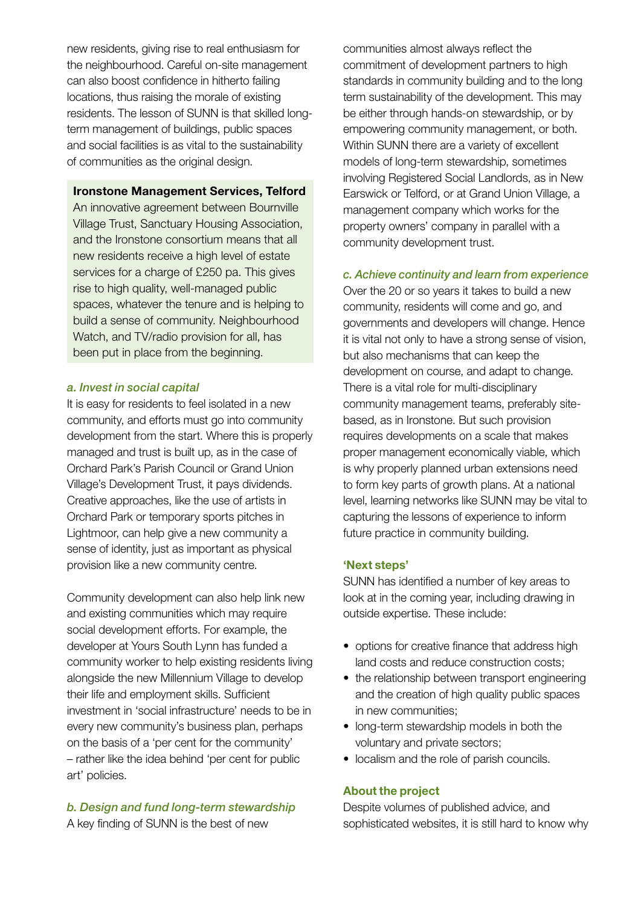new residents, giving rise to real enthusiasm for the neighbourhood. Careful on-site management can also boost confidence in hitherto failing locations, thus raising the morale of existing residents. The lesson of SUNN is that skilled long-term management of buildings, public spaces and social facilities is as vital to the sustainability of communities as the original design.

**Ironstone Management Services, Telford**

An innovative agreement between Bournville Village Trust, Sanctuary Housing Association, and the Ironstone consortium means that all new residents receive a high level of estate services for a charge of £250 pa. This gives rise to high quality, well-managed public spaces, whatever the tenure and is helping to build a sense of community. Neighbourhood Watch, and TV/radio provision for all, has been put in place from the beginning.

### *a. Invest in social capital*

It is easy for residents to feel isolated in a new community, and efforts must go into community development from the start. Where this is properly managed and trust is built up, as in the case of Orchard Park's Parish Council or Grand Union Village's Development Trust, it pays dividends. Creative approaches, like the use of artists in Orchard Park or temporary sports pitches in Lightmoor, can help give a new community a sense of identity, just as important as physical provision like a new community centre.

Community development can also help link new and existing communities which may require social development efforts. For example, the developer at Yours South Lynn has funded a community worker to help existing residents living alongside the new Millennium Village to develop their life and employment skills. Sufficient investment in 'social infrastructure' needs to be in every new community's business plan, perhaps on the basis of a 'per cent for the community' – rather like the idea behind 'per cent for public art' policies.

### *b. Design and fund long-term stewardship*

A key finding of SUNN is the best of new communities almost always reflect the commitment of development partners to high standards in community building and to the long term sustainability of the development. This may be either through hands-on stewardship, or by empowering community management, or both. Within SUNN there are a variety of excellent models of long-term stewardship, sometimes involving Registered Social Landlords, as in New Earswick or Telford, or at Grand Union Village, a management company which works for the property owners' company in parallel with a community development trust.

### *c. Achieve continuity and learn from experience*

Over the 20 or so years it takes to build a new community, residents will come and go, and governments and developers will change. Hence it is vital not only to have a strong sense of vision, but also mechanisms that can keep the development on course, and adapt to change. There is a vital role for multi-disciplinary community management teams, preferably site-based, as in Ironstone. But such provision requires developments on a scale that makes proper management economically viable, which is why properly planned urban extensions need to form key parts of growth plans. At a national level, learning networks like SUNN may be vital to capturing the lessons of experience to inform future practice in community building.

## 'Next steps'

SUNN has identified a number of key areas to look at in the coming year, including drawing in outside expertise. These include:

- options for creative finance that address high land costs and reduce construction costs;
- the relationship between transport engineering and the creation of high quality public spaces in new communities;
- long-term stewardship models in both the voluntary and private sectors;
- localism and the role of parish councils.

## About the project

Despite volumes of published advice, and sophisticated websites, it is still hard to know why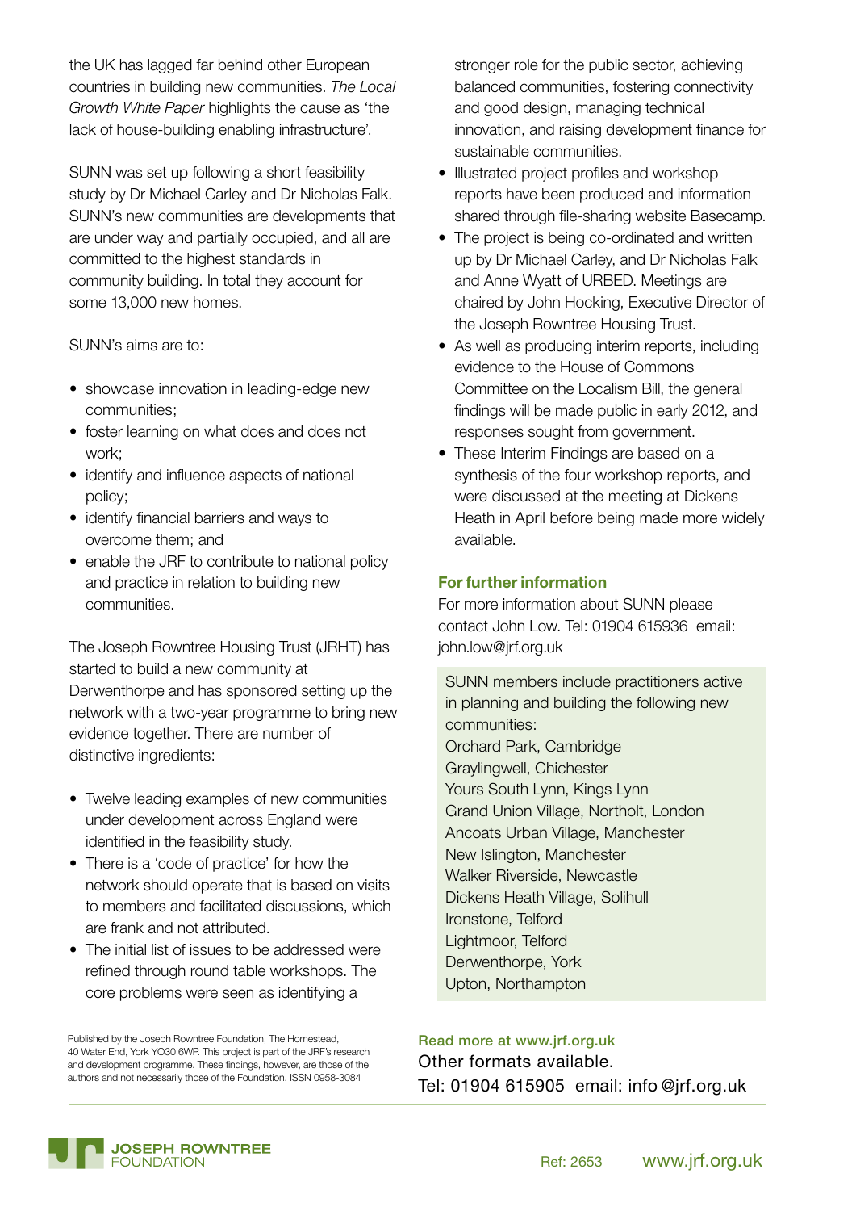the UK has lagged far behind other European countries in building new communities. *The Local Growth White Paper* highlights the cause as 'the lack of house-building enabling infrastructure'.

SUNN was set up following a short feasibility study by Dr Michael Carley and Dr Nicholas Falk. SUNN's new communities are developments that are under way and partially occupied, and all are committed to the highest standards in community building. In total they account for some 13,000 new homes.

SUNN's aims are to:

- showcase innovation in leading-edge new communities;
- foster learning on what does and does not work;
- identify and influence aspects of national policy;
- identify financial barriers and ways to overcome them; and
- enable the JRF to contribute to national policy and practice in relation to building new communities.

The Joseph Rowntree Housing Trust (JRHT) has started to build a new community at Derwenthorpe and has sponsored setting up the network with a two-year programme to bring new evidence together. There are number of distinctive ingredients:

- Twelve leading examples of new communities under development across England were identified in the feasibility study.
- There is a 'code of practice' for how the network should operate that is based on visits to members and facilitated discussions, which are frank and not attributed.
- The initial list of issues to be addressed were refined through round table workshops. The core problems were seen as identifying a stronger role for the public sector, achieving balanced communities, fostering connectivity and good design, managing technical innovation, and raising development finance for sustainable communities.
- Illustrated project profiles and workshop reports have been produced and information shared through file-sharing website Basecamp.
- The project is being co-ordinated and written up by Dr Michael Carley, and Dr Nicholas Falk and Anne Wyatt of URBED. Meetings are chaired by John Hocking, Executive Director of the Joseph Rowntree Housing Trust.
- As well as producing interim reports, including evidence to the House of Commons Committee on the Localism Bill, the general findings will be made public in early 2012, and responses sought from government.
- These Interim Findings are based on a synthesis of the four workshop reports, and were discussed at the meeting at Dickens Heath in April before being made more widely available.

## For further information

For more information about SUNN please contact John Low. Tel: 01904 615936 email: john.low@jrf.org.uk

SUNN members include practitioners active in planning and building the following new communities:
Orchard Park, Cambridge
Graylingwell, Chichester
Yours South Lynn, Kings Lynn
Grand Union Village, Northolt, London
Ancoats Urban Village, Manchester
New Islington, Manchester
Walker Riverside, Newcastle
Dickens Heath Village, Solihull
Ironstone, Telford
Lightmoor, Telford
Derwenthorpe, York
Upton, Northampton

Published by the Joseph Rowntree Foundation, The Homestead, 40 Water End, York YO30 6WP. This project is part of the JRF's research and development programme. These findings, however, are those of the authors and not necessarily those of the Foundation. ISSN 0958-3084

**Read more at www.jrf.org.uk**
Other formats available.
Tel: 01904 615905 email: info@jrf.org.uk

JOSEPH ROWNTREE FOUNDATION

Ref: 2653 www.jrf.org.uk